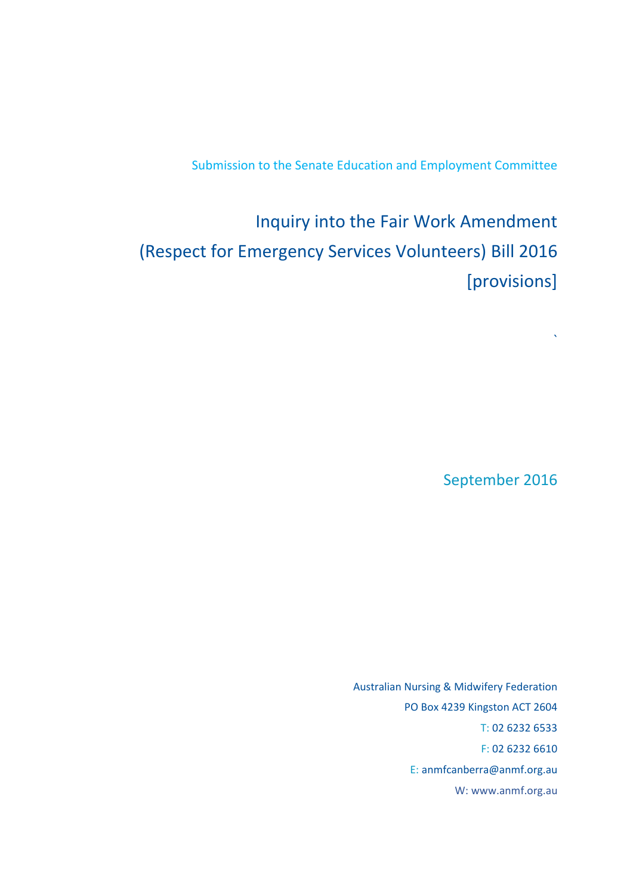Submission to the Senate Education and Employment Committee

# Inquiry into the Fair Work Amendment (Respect for Emergency Services Volunteers) Bill 2016 [provisions]

`

September 2016

Australian Nursing & Midwifery Federation

PO Box 4239 Kingston ACT 2604

T: 02 6232 6533

F: 02 6232 6610

E: anmfcanberra@anmf.org.au

W: www.anmf.org.au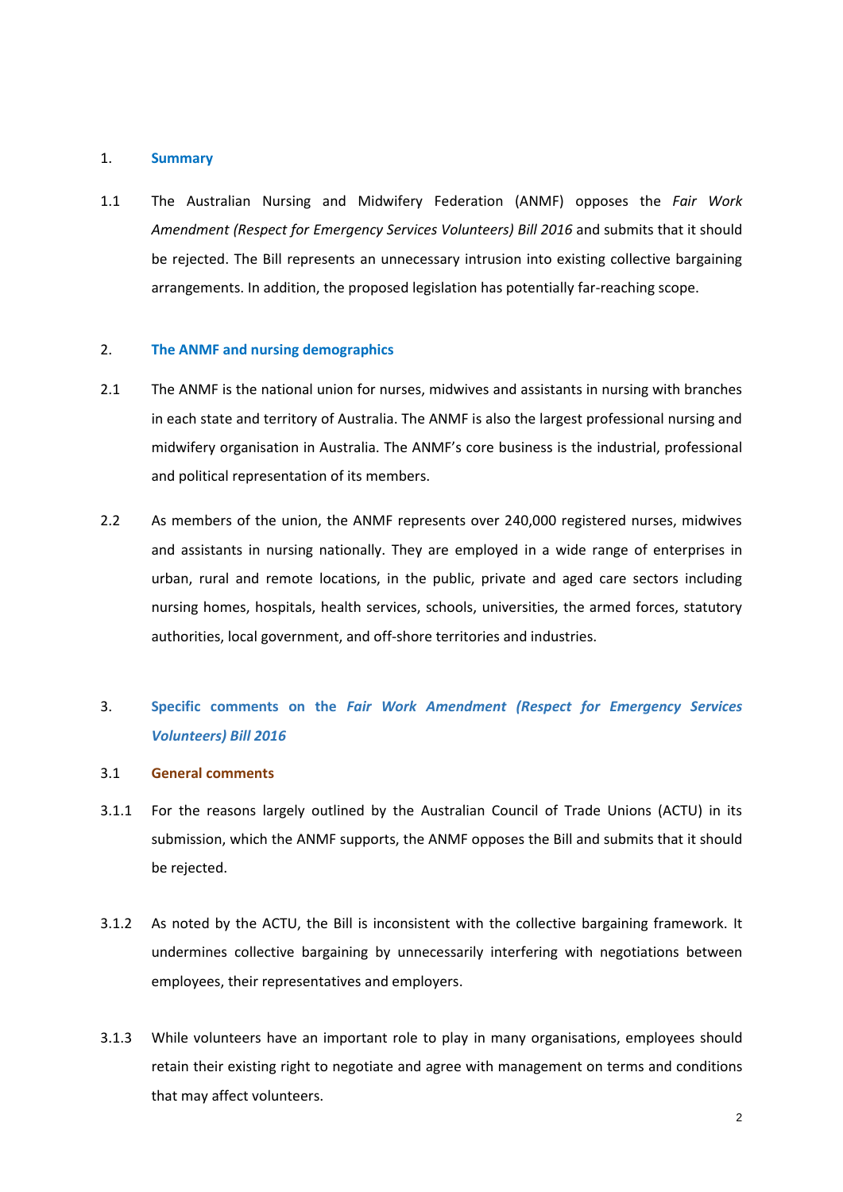## 1. Summary

1.1 The Australian Nursing and Midwifery Federation (ANMF) opposes the *Fair Work Amendment (Respect for Emergency Services Volunteers) Bill 2016* and submits that it should be rejected. The Bill represents an unnecessary intrusion into existing collective bargaining arrangements. In addition, the proposed legislation has potentially far-reaching scope.

## 2. The ANMF and nursing demographics

2.1 The ANMF is the national union for nurses, midwives and assistants in nursing with branches in each state and territory of Australia. The ANMF is also the largest professional nursing and midwifery organisation in Australia. The ANMF's core business is the industrial, professional and political representation of its members.

2.2 As members of the union, the ANMF represents over 240,000 registered nurses, midwives and assistants in nursing nationally. They are employed in a wide range of enterprises in urban, rural and remote locations, in the public, private and aged care sectors including nursing homes, hospitals, health services, schools, universities, the armed forces, statutory authorities, local government, and off-shore territories and industries.

## 3. Specific comments on the *Fair Work Amendment (Respect for Emergency Services Volunteers) Bill 2016*

### 3.1 General comments

3.1.1 For the reasons largely outlined by the Australian Council of Trade Unions (ACTU) in its submission, which the ANMF supports, the ANMF opposes the Bill and submits that it should be rejected.

3.1.2 As noted by the ACTU, the Bill is inconsistent with the collective bargaining framework. It undermines collective bargaining by unnecessarily interfering with negotiations between employees, their representatives and employers.

3.1.3 While volunteers have an important role to play in many organisations, employees should retain their existing right to negotiate and agree with management on terms and conditions that may affect volunteers.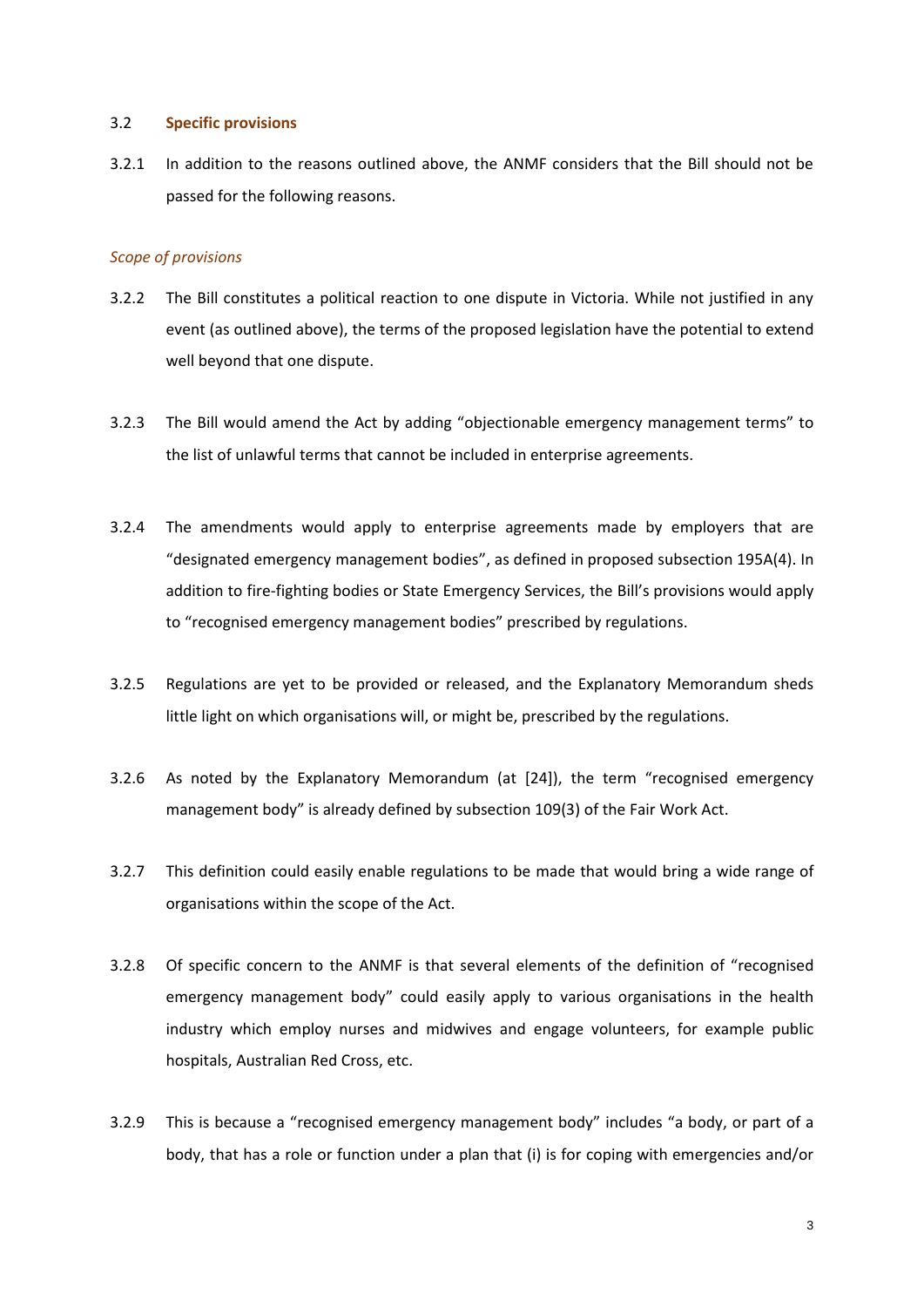### 3.2 **Specific provisions**

3.2.1 In addition to the reasons outlined above, the ANMF considers that the Bill should not be passed for the following reasons.

*Scope of provisions*

3.2.2 The Bill constitutes a political reaction to one dispute in Victoria. While not justified in any event (as outlined above), the terms of the proposed legislation have the potential to extend well beyond that one dispute.

3.2.3 The Bill would amend the Act by adding "objectionable emergency management terms" to the list of unlawful terms that cannot be included in enterprise agreements.

3.2.4 The amendments would apply to enterprise agreements made by employers that are "designated emergency management bodies", as defined in proposed subsection 195A(4). In addition to fire-fighting bodies or State Emergency Services, the Bill's provisions would apply to "recognised emergency management bodies" prescribed by regulations.

3.2.5 Regulations are yet to be provided or released, and the Explanatory Memorandum sheds little light on which organisations will, or might be, prescribed by the regulations.

3.2.6 As noted by the Explanatory Memorandum (at [24]), the term "recognised emergency management body" is already defined by subsection 109(3) of the Fair Work Act.

3.2.7 This definition could easily enable regulations to be made that would bring a wide range of organisations within the scope of the Act.

3.2.8 Of specific concern to the ANMF is that several elements of the definition of "recognised emergency management body" could easily apply to various organisations in the health industry which employ nurses and midwives and engage volunteers, for example public hospitals, Australian Red Cross, etc.

3.2.9 This is because a "recognised emergency management body" includes "a body, or part of a body, that has a role or function under a plan that (i) is for coping with emergencies and/or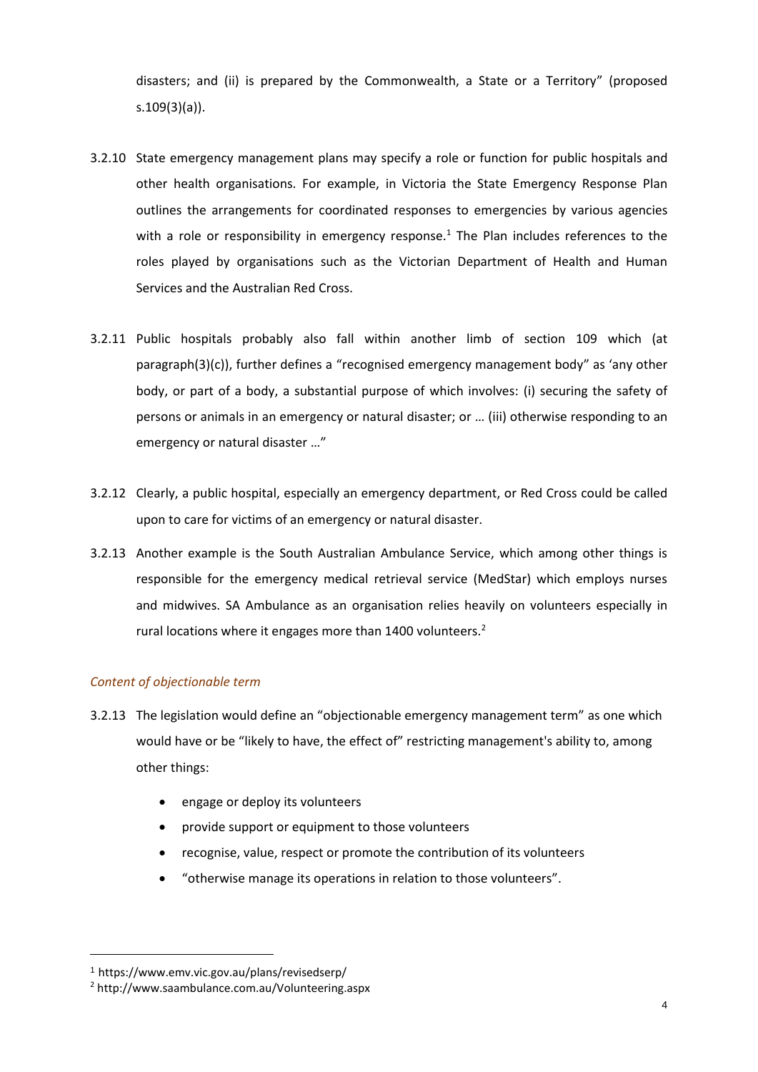disasters; and (ii) is prepared by the Commonwealth, a State or a Territory" (proposed s.109(3)(a)).

3.2.10 State emergency management plans may specify a role or function for public hospitals and other health organisations. For example, in Victoria the State Emergency Response Plan outlines the arrangements for coordinated responses to emergencies by various agencies with a role or responsibility in emergency response.[1] The Plan includes references to the roles played by organisations such as the Victorian Department of Health and Human Services and the Australian Red Cross.

3.2.11 Public hospitals probably also fall within another limb of section 109 which (at paragraph(3)(c)), further defines a "recognised emergency management body" as 'any other body, or part of a body, a substantial purpose of which involves: (i) securing the safety of persons or animals in an emergency or natural disaster; or … (iii) otherwise responding to an emergency or natural disaster …"

3.2.12 Clearly, a public hospital, especially an emergency department, or Red Cross could be called upon to care for victims of an emergency or natural disaster.

3.2.13 Another example is the South Australian Ambulance Service, which among other things is responsible for the emergency medical retrieval service (MedStar) which employs nurses and midwives. SA Ambulance as an organisation relies heavily on volunteers especially in rural locations where it engages more than 1400 volunteers.[2]

*Content of objectionable term*

3.2.13 The legislation would define an "objectionable emergency management term" as one which would have or be "likely to have, the effect of" restricting management's ability to, among other things:

- engage or deploy its volunteers
- provide support or equipment to those volunteers
- recognise, value, respect or promote the contribution of its volunteers
- "otherwise manage its operations in relation to those volunteers".

---

[1] https://www.emv.vic.gov.au/plans/revisedserp/

[2] http://www.saambulance.com.au/Volunteering.aspx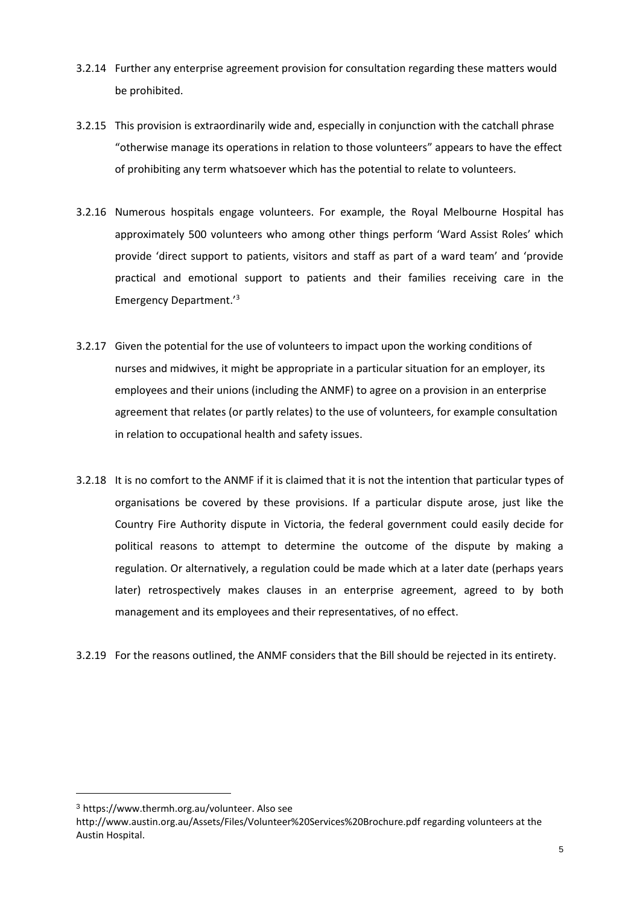3.2.14 Further any enterprise agreement provision for consultation regarding these matters would be prohibited.

3.2.15 This provision is extraordinarily wide and, especially in conjunction with the catchall phrase "otherwise manage its operations in relation to those volunteers" appears to have the effect of prohibiting any term whatsoever which has the potential to relate to volunteers.

3.2.16 Numerous hospitals engage volunteers. For example, the Royal Melbourne Hospital has approximately 500 volunteers who among other things perform 'Ward Assist Roles' which provide 'direct support to patients, visitors and staff as part of a ward team' and 'provide practical and emotional support to patients and their families receiving care in the Emergency Department.'[3]

3.2.17 Given the potential for the use of volunteers to impact upon the working conditions of nurses and midwives, it might be appropriate in a particular situation for an employer, its employees and their unions (including the ANMF) to agree on a provision in an enterprise agreement that relates (or partly relates) to the use of volunteers, for example consultation in relation to occupational health and safety issues.

3.2.18 It is no comfort to the ANMF if it is claimed that it is not the intention that particular types of organisations be covered by these provisions. If a particular dispute arose, just like the Country Fire Authority dispute in Victoria, the federal government could easily decide for political reasons to attempt to determine the outcome of the dispute by making a regulation. Or alternatively, a regulation could be made which at a later date (perhaps years later) retrospectively makes clauses in an enterprise agreement, agreed to by both management and its employees and their representatives, of no effect.

3.2.19 For the reasons outlined, the ANMF considers that the Bill should be rejected in its entirety.

---

[3] https://www.thermh.org.au/volunteer. Also see http://www.austin.org.au/Assets/Files/Volunteer%20Services%20Brochure.pdf regarding volunteers at the Austin Hospital.